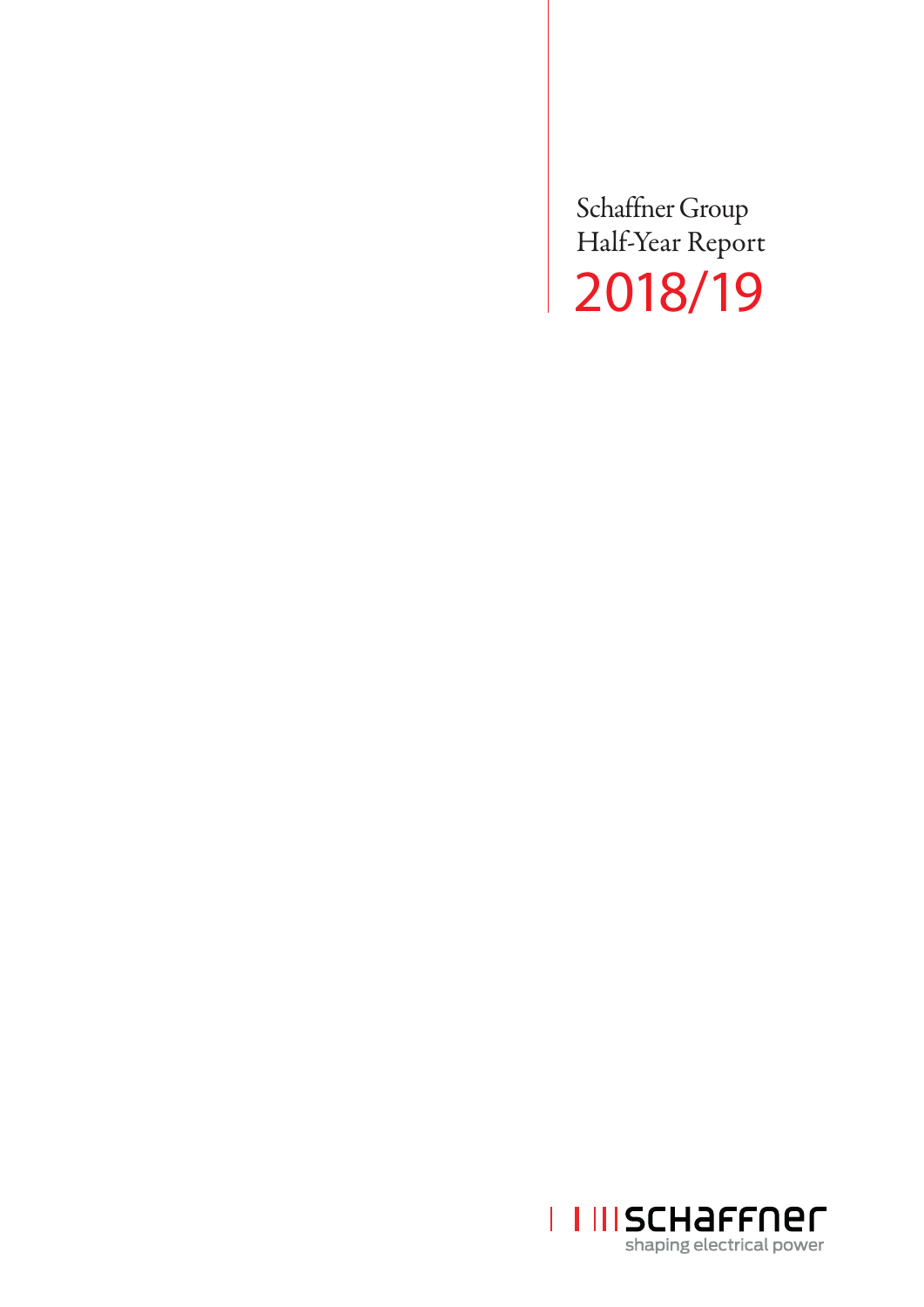# Schaffner Group Half-Year Report 2018/19

schaffner
shaping electrical power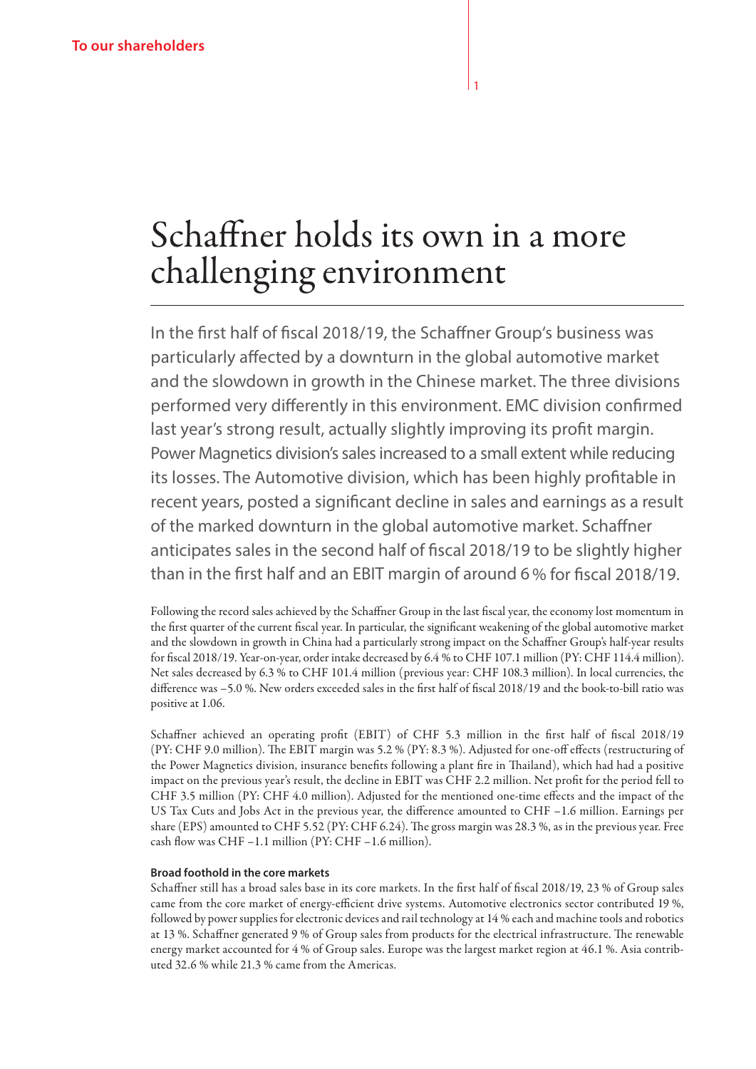# Schaffner holds its own in a more challenging environment

In the first half of fiscal 2018/19, the Schaffner Group's business was particularly affected by a downturn in the global automotive market and the slowdown in growth in the Chinese market. The three divisions performed very differently in this environment. EMC division confirmed last year's strong result, actually slightly improving its profit margin. Power Magnetics division's sales increased to a small extent while reducing its losses. The Automotive division, which has been highly profitable in recent years, posted a significant decline in sales and earnings as a result of the marked downturn in the global automotive market. Schaffner anticipates sales in the second half of fiscal 2018/19 to be slightly higher than in the first half and an EBIT margin of around 6 % for fiscal 2018/19.

Following the record sales achieved by the Schaffner Group in the last fiscal year, the economy lost momentum in the first quarter of the current fiscal year. In particular, the significant weakening of the global automotive market and the slowdown in growth in China had a particularly strong impact on the Schaffner Group's half-year results for fiscal 2018/19. Year-on-year, order intake decreased by 6.4 % to CHF 107.1 million (PY: CHF 114.4 million). Net sales decreased by 6.3 % to CHF 101.4 million (previous year: CHF 108.3 million). In local currencies, the difference was −5.0 %. New orders exceeded sales in the first half of fiscal 2018/19 and the book-to-bill ratio was positive at 1.06.

Schaffner achieved an operating profit (EBIT) of CHF 5.3 million in the first half of fiscal 2018/19 (PY: CHF 9.0 million). The EBIT margin was 5.2 % (PY: 8.3 %). Adjusted for one-off effects (restructuring of the Power Magnetics division, insurance benefits following a plant fire in Thailand), which had had a positive impact on the previous year's result, the decline in EBIT was CHF 2.2 million. Net profit for the period fell to CHF 3.5 million (PY: CHF 4.0 million). Adjusted for the mentioned one-time effects and the impact of the US Tax Cuts and Jobs Act in the previous year, the difference amounted to CHF −1.6 million. Earnings per share (EPS) amounted to CHF 5.52 (PY: CHF 6.24). The gross margin was 28.3 %, as in the previous year. Free cash flow was CHF −1.1 million (PY: CHF −1.6 million).

### Broad foothold in the core markets

Schaffner still has a broad sales base in its core markets. In the first half of fiscal 2018/19, 23 % of Group sales came from the core market of energy-efficient drive systems. Automotive electronics sector contributed 19 %, followed by power supplies for electronic devices and rail technology at 14 % each and machine tools and robotics at 13 %. Schaffner generated 9 % of Group sales from products for the electrical infrastructure. The renewable energy market accounted for 4 % of Group sales. Europe was the largest market region at 46.1 %. Asia contributed 32.6 % while 21.3 % came from the Americas.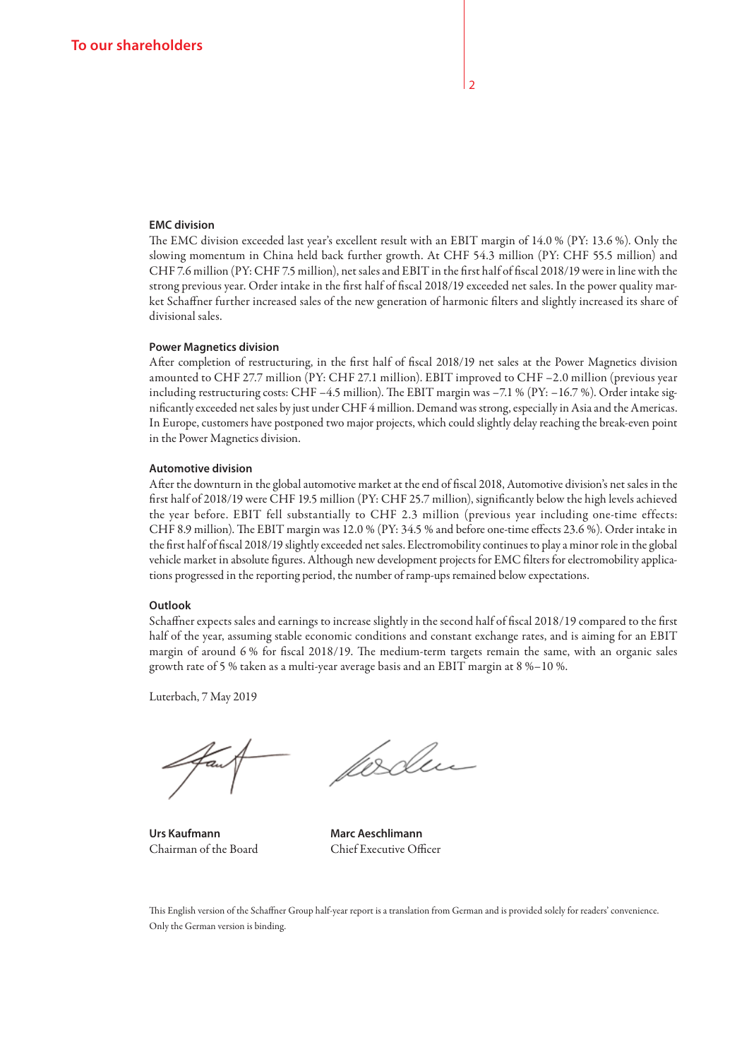## To our shareholders

### EMC division

The EMC division exceeded last year's excellent result with an EBIT margin of 14.0 % (PY: 13.6 %). Only the slowing momentum in China held back further growth. At CHF 54.3 million (PY: CHF 55.5 million) and CHF 7.6 million (PY: CHF 7.5 million), net sales and EBIT in the first half of fiscal 2018/19 were in line with the strong previous year. Order intake in the first half of fiscal 2018/19 exceeded net sales. In the power quality market Schaffner further increased sales of the new generation of harmonic filters and slightly increased its share of divisional sales.

### Power Magnetics division

After completion of restructuring, in the first half of fiscal 2018/19 net sales at the Power Magnetics division amounted to CHF 27.7 million (PY: CHF 27.1 million). EBIT improved to CHF –2.0 million (previous year including restructuring costs: CHF –4.5 million). The EBIT margin was –7.1 % (PY: –16.7 %). Order intake significantly exceeded net sales by just under CHF 4 million. Demand was strong, especially in Asia and the Americas. In Europe, customers have postponed two major projects, which could slightly delay reaching the break-even point in the Power Magnetics division.

### Automotive division

After the downturn in the global automotive market at the end of fiscal 2018, Automotive division's net sales in the first half of 2018/19 were CHF 19.5 million (PY: CHF 25.7 million), significantly below the high levels achieved the year before. EBIT fell substantially to CHF 2.3 million (previous year including one-time effects: CHF 8.9 million). The EBIT margin was 12.0 % (PY: 34.5 % and before one-time effects 23.6 %). Order intake in the first half of fiscal 2018/19 slightly exceeded net sales. Electromobility continues to play a minor role in the global vehicle market in absolute figures. Although new development projects for EMC filters for electromobility applications progressed in the reporting period, the number of ramp-ups remained below expectations.

### Outlook

Schaffner expects sales and earnings to increase slightly in the second half of fiscal 2018/19 compared to the first half of the year, assuming stable economic conditions and constant exchange rates, and is aiming for an EBIT margin of around 6 % for fiscal 2018/19. The medium-term targets remain the same, with an organic sales growth rate of 5 % taken as a multi-year average basis and an EBIT margin at 8 %–10 %.

Luterbach, 7 May 2019

**Urs Kaufmann**
Chairman of the Board

**Marc Aeschlimann**
Chief Executive Officer

This English version of the Schaffner Group half-year report is a translation from German and is provided solely for readers' convenience. Only the German version is binding.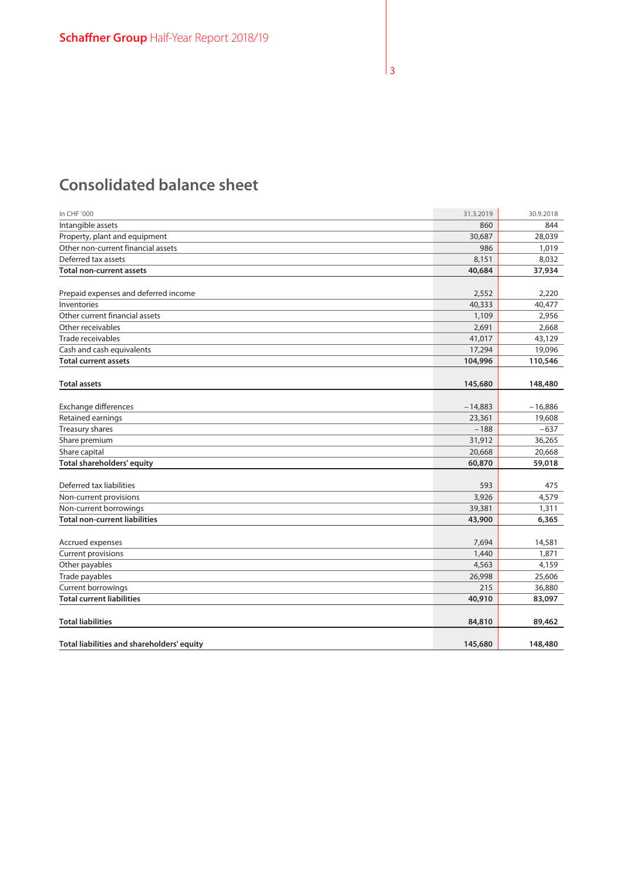# Consolidated balance sheet

| In CHF '000 | 31.3.2019 | 30.9.2018 |
|---|---|---|
| Intangible assets | 860 | 844 |
| Property, plant and equipment | 30,687 | 28,039 |
| Other non-current financial assets | 986 | 1,019 |
| Deferred tax assets | 8,151 | 8,032 |
| **Total non-current assets** | **40,684** | **37,934** |
| | | |
| Prepaid expenses and deferred income | 2,552 | 2,220 |
| Inventories | 40,333 | 40,477 |
| Other current financial assets | 1,109 | 2,956 |
| Other receivables | 2,691 | 2,668 |
| Trade receivables | 41,017 | 43,129 |
| Cash and cash equivalents | 17,294 | 19,096 |
| **Total current assets** | **104,996** | **110,546** |
| | | |
| **Total assets** | **145,680** | **148,480** |
| | | |
| Exchange differences | – 14,883 | – 16,886 |
| Retained earnings | 23,361 | 19,608 |
| Treasury shares | – 188 | – 637 |
| Share premium | 31,912 | 36,265 |
| Share capital | 20,668 | 20,668 |
| **Total shareholders' equity** | **60,870** | **59,018** |
| | | |
| Deferred tax liabilities | 593 | 475 |
| Non-current provisions | 3,926 | 4,579 |
| Non-current borrowings | 39,381 | 1,311 |
| **Total non-current liabilities** | **43,900** | **6,365** |
| | | |
| Accrued expenses | 7,694 | 14,581 |
| Current provisions | 1,440 | 1,871 |
| Other payables | 4,563 | 4,159 |
| Trade payables | 26,998 | 25,606 |
| Current borrowings | 215 | 36,880 |
| **Total current liabilities** | **40,910** | **83,097** |
| | | |
| **Total liabilities** | **84,810** | **89,462** |
| | | |
| **Total liabilities and shareholders' equity** | **145,680** | **148,480** |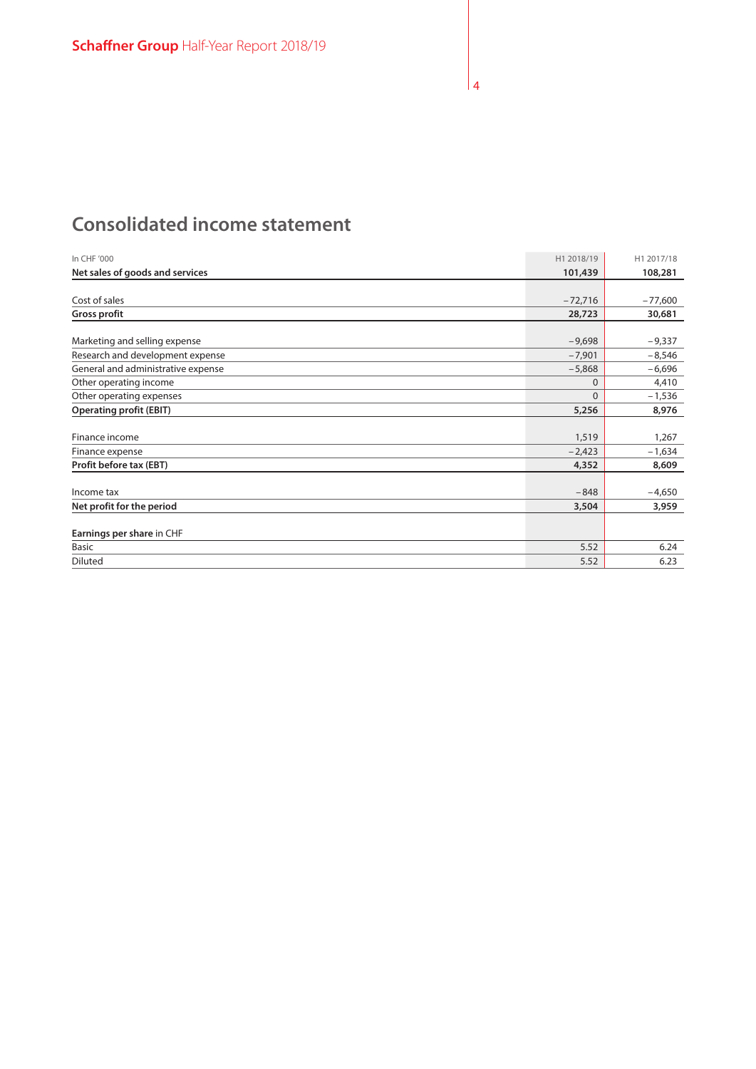# Consolidated income statement

| In CHF '000 | H1 2018/19 | H1 2017/18 |
|---|---|---|
| **Net sales of goods and services** | **101,439** | **108,281** |
| | | |
| Cost of sales | −72,716 | −77,600 |
| **Gross profit** | **28,723** | **30,681** |
| | | |
| Marketing and selling expense | −9,698 | −9,337 |
| Research and development expense | −7,901 | −8,546 |
| General and administrative expense | −5,868 | −6,696 |
| Other operating income | 0 | 4,410 |
| Other operating expenses | 0 | −1,536 |
| **Operating profit (EBIT)** | **5,256** | **8,976** |
| | | |
| Finance income | 1,519 | 1,267 |
| Finance expense | −2,423 | −1,634 |
| **Profit before tax (EBT)** | **4,352** | **8,609** |
| | | |
| Income tax | −848 | −4,650 |
| **Net profit for the period** | **3,504** | **3,959** |
| | | |
| **Earnings per share** in CHF | | |
| Basic | 5.52 | 6.24 |
| Diluted | 5.52 | 6.23 |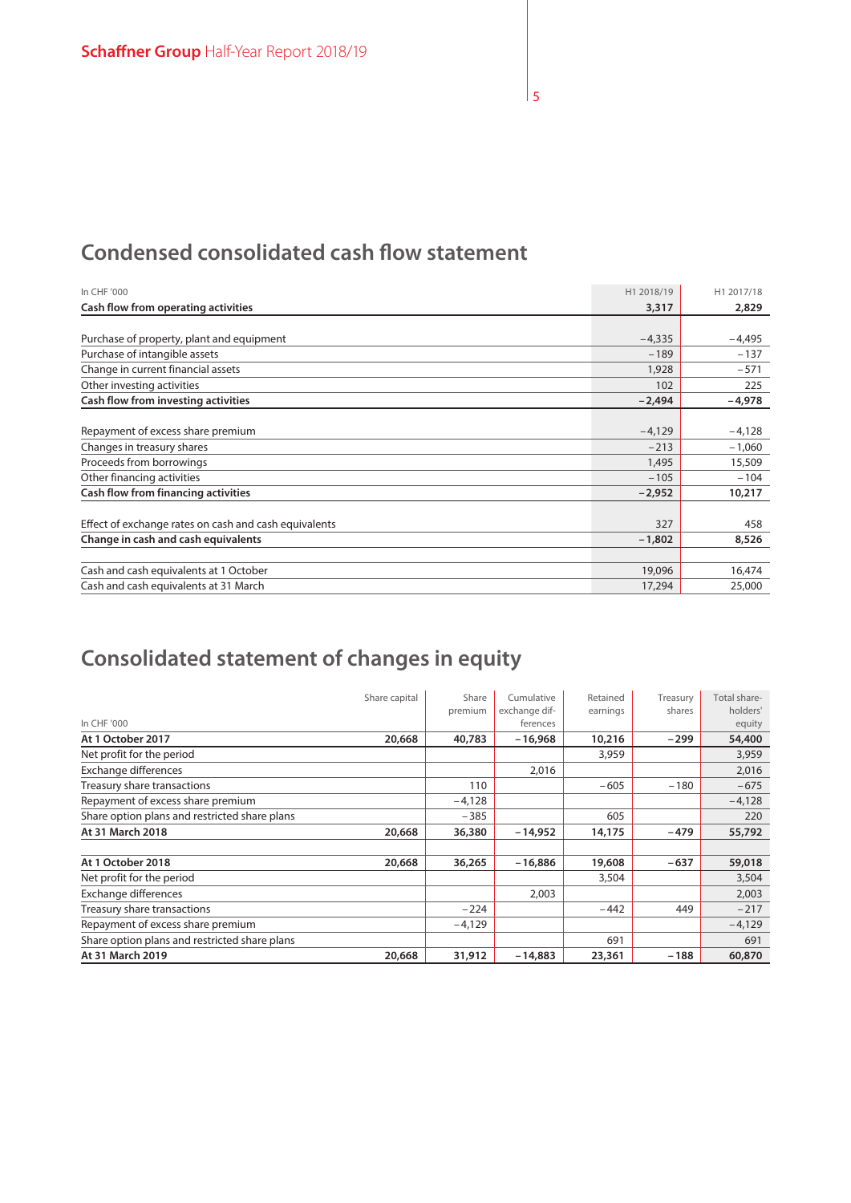## Condensed consolidated cash flow statement

| In CHF '000 | H1 2018/19 | H1 2017/18 |
|---|---|---|
| **Cash flow from operating activities** | **3,317** | **2,829** |
| | | |
| Purchase of property, plant and equipment | −4,335 | −4,495 |
| Purchase of intangible assets | −189 | −137 |
| Change in current financial assets | 1,928 | −571 |
| Other investing activities | 102 | 225 |
| **Cash flow from investing activities** | **−2,494** | **−4,978** |
| | | |
| Repayment of excess share premium | −4,129 | −4,128 |
| Changes in treasury shares | −213 | −1,060 |
| Proceeds from borrowings | 1,495 | 15,509 |
| Other financing activities | −105 | −104 |
| **Cash flow from financing activities** | **−2,952** | **10,217** |
| | | |
| Effect of exchange rates on cash and cash equivalents | 327 | 458 |
| **Change in cash and cash equivalents** | **−1,802** | **8,526** |
| | | |
| Cash and cash equivalents at 1 October | 19,096 | 16,474 |
| Cash and cash equivalents at 31 March | 17,294 | 25,000 |

## Consolidated statement of changes in equity

| In CHF '000 | Share capital | Share premium | Cumulative exchange differences | Retained earnings | Treasury shares | Total shareholders' equity |
|---|---|---|---|---|---|---|
| **At 1 October 2017** | **20,668** | **40,783** | **−16,968** | **10,216** | **−299** | **54,400** |
| Net profit for the period | | | | 3,959 | | 3,959 |
| Exchange differences | | | 2,016 | | | 2,016 |
| Treasury share transactions | | 110 | | −605 | −180 | −675 |
| Repayment of excess share premium | | −4,128 | | | | −4,128 |
| Share option plans and restricted share plans | | −385 | | 605 | | 220 |
| **At 31 March 2018** | **20,668** | **36,380** | **−14,952** | **14,175** | **−479** | **55,792** |
| | | | | | | |
| **At 1 October 2018** | **20,668** | **36,265** | **−16,886** | **19,608** | **−637** | **59,018** |
| Net profit for the period | | | | 3,504 | | 3,504 |
| Exchange differences | | | 2,003 | | | 2,003 |
| Treasury share transactions | | −224 | | −442 | 449 | −217 |
| Repayment of excess share premium | | −4,129 | | | | −4,129 |
| Share option plans and restricted share plans | | | | 691 | | 691 |
| **At 31 March 2019** | **20,668** | **31,912** | **−14,883** | **23,361** | **−188** | **60,870** |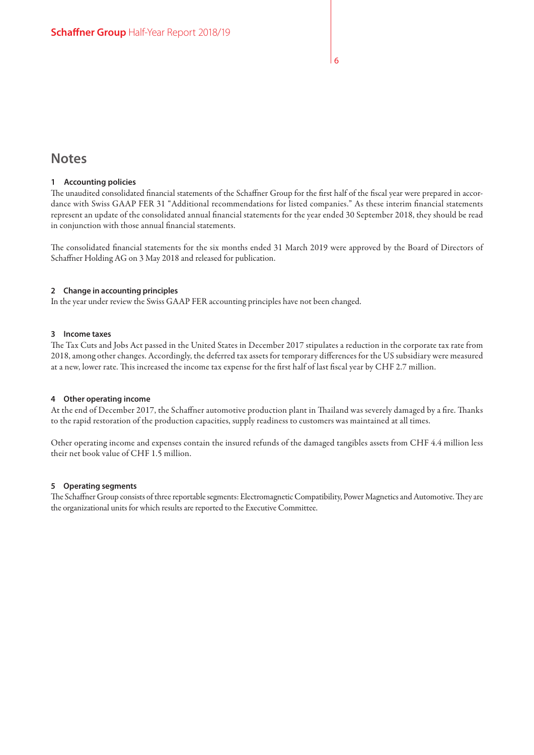# Notes

### 1 Accounting policies

The unaudited consolidated financial statements of the Schaffner Group for the first half of the fiscal year were prepared in accordance with Swiss GAAP FER 31 "Additional recommendations for listed companies." As these interim financial statements represent an update of the consolidated annual financial statements for the year ended 30 September 2018, they should be read in conjunction with those annual financial statements.

The consolidated financial statements for the six months ended 31 March 2019 were approved by the Board of Directors of Schaffner Holding AG on 3 May 2018 and released for publication.

### 2 Change in accounting principles

In the year under review the Swiss GAAP FER accounting principles have not been changed.

### 3 Income taxes

The Tax Cuts and Jobs Act passed in the United States in December 2017 stipulates a reduction in the corporate tax rate from 2018, among other changes. Accordingly, the deferred tax assets for temporary differences for the US subsidiary were measured at a new, lower rate. This increased the income tax expense for the first half of last fiscal year by CHF 2.7 million.

### 4 Other operating income

At the end of December 2017, the Schaffner automotive production plant in Thailand was severely damaged by a fire. Thanks to the rapid restoration of the production capacities, supply readiness to customers was maintained at all times.

Other operating income and expenses contain the insured refunds of the damaged tangibles assets from CHF 4.4 million less their net book value of CHF 1.5 million.

### 5 Operating segments

The Schaffner Group consists of three reportable segments: Electromagnetic Compatibility, Power Magnetics and Automotive. They are the organizational units for which results are reported to the Executive Committee.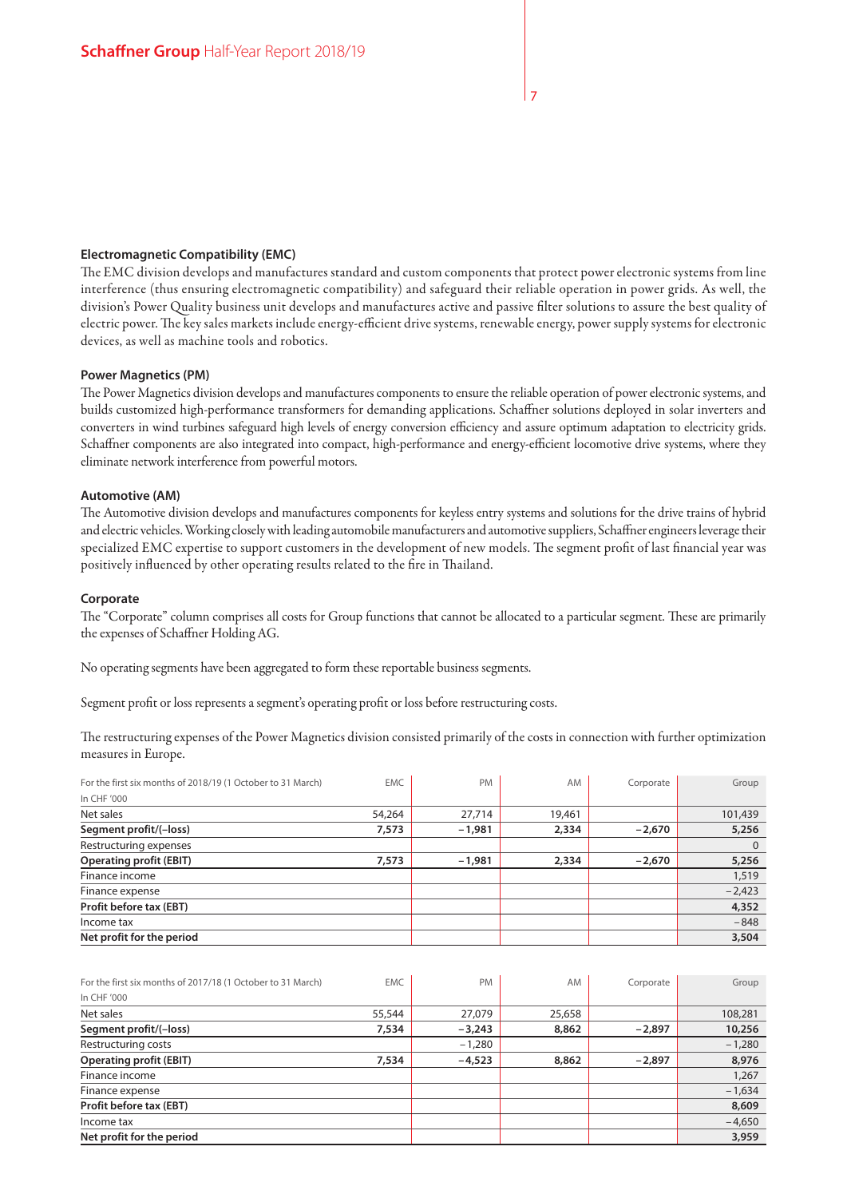### Electromagnetic Compatibility (EMC)

The EMC division develops and manufactures standard and custom components that protect power electronic systems from line interference (thus ensuring electromagnetic compatibility) and safeguard their reliable operation in power grids. As well, the division's Power Quality business unit develops and manufactures active and passive filter solutions to assure the best quality of electric power. The key sales markets include energy-efficient drive systems, renewable energy, power supply systems for electronic devices, as well as machine tools and robotics.

### Power Magnetics (PM)

The Power Magnetics division develops and manufactures components to ensure the reliable operation of power electronic systems, and builds customized high-performance transformers for demanding applications. Schaffner solutions deployed in solar inverters and converters in wind turbines safeguard high levels of energy conversion efficiency and assure optimum adaptation to electricity grids. Schaffner components are also integrated into compact, high-performance and energy-efficient locomotive drive systems, where they eliminate network interference from powerful motors.

### Automotive (AM)

The Automotive division develops and manufactures components for keyless entry systems and solutions for the drive trains of hybrid and electric vehicles. Working closely with leading automobile manufacturers and automotive suppliers, Schaffner engineers leverage their specialized EMC expertise to support customers in the development of new models. The segment profit of last financial year was positively influenced by other operating results related to the fire in Thailand.

### Corporate

The "Corporate" column comprises all costs for Group functions that cannot be allocated to a particular segment. These are primarily the expenses of Schaffner Holding AG.

No operating segments have been aggregated to form these reportable business segments.

Segment profit or loss represents a segment's operating profit or loss before restructuring costs.

The restructuring expenses of the Power Magnetics division consisted primarily of the costs in connection with further optimization measures in Europe.

| For the first six months of 2018/19 (1 October to 31 March)<br>In CHF '000 | EMC | PM | AM | Corporate | Group |
|---|---|---|---|---|---|
| Net sales | 54,264 | 27,714 | 19,461 | | 101,439 |
| **Segment profit/(–loss)** | **7,573** | **–1,981** | **2,334** | **–2,670** | **5,256** |
| Restructuring expenses | | | | | 0 |
| **Operating profit (EBIT)** | **7,573** | **–1,981** | **2,334** | **–2,670** | **5,256** |
| Finance income | | | | | 1,519 |
| Finance expense | | | | | –2,423 |
| **Profit before tax (EBT)** | | | | | **4,352** |
| Income tax | | | | | –848 |
| **Net profit for the period** | | | | | **3,504** |

| For the first six months of 2017/18 (1 October to 31 March)<br>In CHF '000 | EMC | PM | AM | Corporate | Group |
|---|---|---|---|---|---|
| Net sales | 55,544 | 27,079 | 25,658 | | 108,281 |
| **Segment profit/(–loss)** | **7,534** | **–3,243** | **8,862** | **–2,897** | **10,256** |
| Restructuring costs | | –1,280 | | | –1,280 |
| **Operating profit (EBIT)** | **7,534** | **–4,523** | **8,862** | **–2,897** | **8,976** |
| Finance income | | | | | 1,267 |
| Finance expense | | | | | –1,634 |
| **Profit before tax (EBT)** | | | | | **8,609** |
| Income tax | | | | | –4,650 |
| **Net profit for the period** | | | | | **3,959** |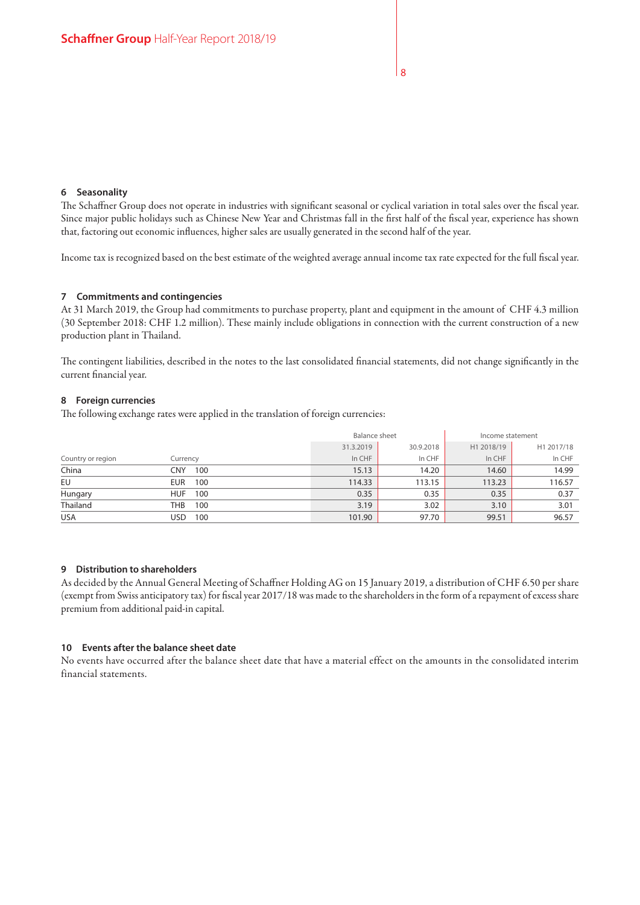## 6 Seasonality

The Schaffner Group does not operate in industries with significant seasonal or cyclical variation in total sales over the fiscal year. Since major public holidays such as Chinese New Year and Christmas fall in the first half of the fiscal year, experience has shown that, factoring out economic influences, higher sales are usually generated in the second half of the year.

Income tax is recognized based on the best estimate of the weighted average annual income tax rate expected for the full fiscal year.

## 7 Commitments and contingencies

At 31 March 2019, the Group had commitments to purchase property, plant and equipment in the amount of CHF 4.3 million (30 September 2018: CHF 1.2 million). These mainly include obligations in connection with the current construction of a new production plant in Thailand.

The contingent liabilities, described in the notes to the last consolidated financial statements, did not change significantly in the current financial year.

## 8 Foreign currencies

The following exchange rates were applied in the translation of foreign currencies:

| | | | Balance sheet | | Income statement | |
|---|---|---|---|---|---|---|
| | | | 31.3.2019 | 30.9.2018 | H1 2018/19 | H1 2017/18 |
| Country or region | Currency | | In CHF | In CHF | In CHF | In CHF |
| China | CNY | 100 | 15.13 | 14.20 | 14.60 | 14.99 |
| EU | EUR | 100 | 114.33 | 113.15 | 113.23 | 116.57 |
| Hungary | HUF | 100 | 0.35 | 0.35 | 0.35 | 0.37 |
| Thailand | THB | 100 | 3.19 | 3.02 | 3.10 | 3.01 |
| USA | USD | 100 | 101.90 | 97.70 | 99.51 | 96.57 |

## 9 Distribution to shareholders

As decided by the Annual General Meeting of Schaffner Holding AG on 15 January 2019, a distribution of CHF 6.50 per share (exempt from Swiss anticipatory tax) for fiscal year 2017/18 was made to the shareholders in the form of a repayment of excess share premium from additional paid-in capital.

## 10 Events after the balance sheet date

No events have occurred after the balance sheet date that have a material effect on the amounts in the consolidated interim financial statements.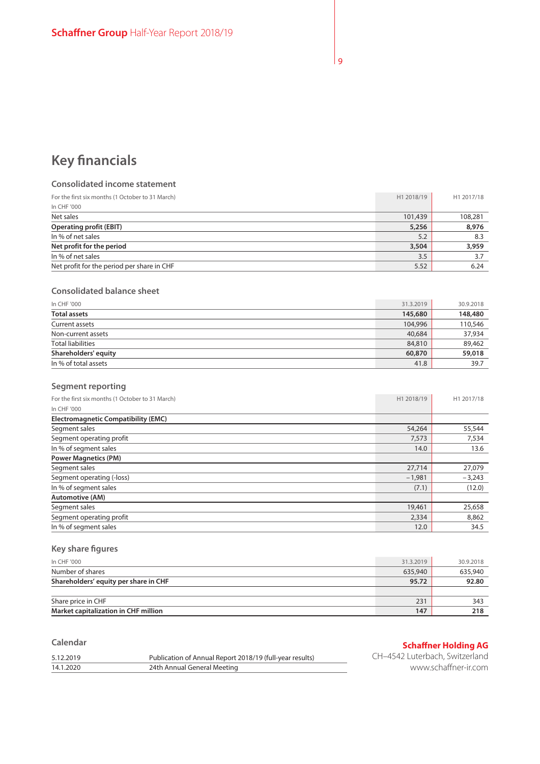# Key financials

## Consolidated income statement

| For the first six months (1 October to 31 March)<br>In CHF '000 | H1 2018/19 | H1 2017/18 |
|---|---|---|
| Net sales | 101,439 | 108,281 |
| **Operating profit (EBIT)** | **5,256** | **8,976** |
| In % of net sales | 5.2 | 8.3 |
| **Net profit for the period** | **3,504** | **3,959** |
| In % of net sales | 3.5 | 3.7 |
| Net profit for the period per share in CHF | 5.52 | 6.24 |

## Consolidated balance sheet

| In CHF '000 | 31.3.2019 | 30.9.2018 |
|---|---|---|
| **Total assets** | **145,680** | **148,480** |
| Current assets | 104,996 | 110,546 |
| Non-current assets | 40,684 | 37,934 |
| Total liabilities | 84,810 | 89,462 |
| **Shareholders' equity** | **60,870** | **59,018** |
| In % of total assets | 41.8 | 39.7 |

## Segment reporting

| For the first six months (1 October to 31 March)<br>In CHF '000 | H1 2018/19 | H1 2017/18 |
|---|---|---|
| **Electromagnetic Compatibility (EMC)** | | |
| Segment sales | 54,264 | 55,544 |
| Segment operating profit | 7,573 | 7,534 |
| In % of segment sales | 14.0 | 13.6 |
| **Power Magnetics (PM)** | | |
| Segment sales | 27,714 | 27,079 |
| Segment operating (-loss) | –1,981 | –3,243 |
| In % of segment sales | (7.1) | (12.0) |
| **Automotive (AM)** | | |
| Segment sales | 19,461 | 25,658 |
| Segment operating profit | 2,334 | 8,862 |
| In % of segment sales | 12.0 | 34.5 |

## Key share figures

| In CHF '000 | 31.3.2019 | 30.9.2018 |
|---|---|---|
| Number of shares | 635,940 | 635,940 |
| **Shareholders' equity per share in CHF** | **95.72** | **92.80** |
| | | |
| Share price in CHF | 231 | 343 |
| **Market capitalization in CHF million** | **147** | **218** |

## Calendar

| | |
|---|---|
| 5.12.2019 | Publication of Annual Report 2018/19 (full-year results) |
| 14.1.2020 | 24th Annual General Meeting |

**Schaffner Holding AG**
CH–4542 Luterbach, Switzerland
www.schaffner-ir.com